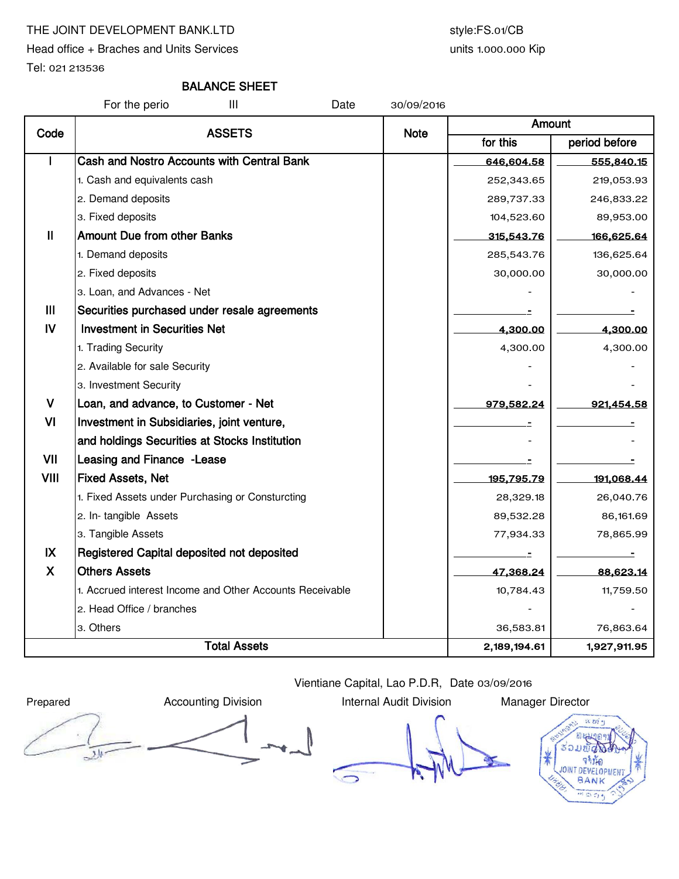THE JOINT DEVELOPMENT BANK.LTD

Head office + Braches and Units Services

Tel: 021 213536

style:FS.01/CB

units 1.000.000 Kip

# BALANCE SHEET

For the perio III Date 30/09/2016

| Code | ASSETS | Note | Amount | |
|---|---|---|---|---|
| | | | for this | period before |
| I | **Cash and Nostro Accounts with Central Bank** | | **646,604.58** | **555,840.15** |
| | 1. Cash and equivalents cash | | 252,343.65 | 219,053.93 |
| | 2. Demand deposits | | 289,737.33 | 246,833.22 |
| | 3. Fixed deposits | | 104,523.60 | 89,953.00 |
| II | **Amount Due from other Banks** | | **315,543.76** | **166,625.64** |
| | 1. Demand deposits | | 285,543.76 | 136,625.64 |
| | 2. Fixed deposits | | 30,000.00 | 30,000.00 |
| | 3. Loan, and Advances - Net | | - | - |
| III | **Securities purchased under resale agreements** | | - | - |
| IV | **Investment in Securities Net** | | **4,300.00** | **4,300.00** |
| | 1. Trading Security | | 4,300.00 | 4,300.00 |
| | 2. Available for sale Security | | - | - |
| | 3. Investment Security | | - | - |
| V | **Loan, and advance, to Customer - Net** | | **979,582.24** | **921,454.58** |
| VI | **Investment in Subsidiaries, joint venture,** | | - | - |
| | **and holdings Securities at Stocks Institution** | | - | - |
| VII | **Leasing and Finance -Lease** | | - | - |
| VIII | **Fixed Assets, Net** | | **195,795.79** | **191,068.44** |
| | 1. Fixed Assets under Purchasing or Consturcting | | 28,329.18 | 26,040.76 |
| | 2. In- tangible Assets | | 89,532.28 | 86,161.69 |
| | 3. Tangible Assets | | 77,934.33 | 78,865.99 |
| IX | **Registered Capital deposited not deposited** | | - | - |
| X | **Others Assets** | | **47,368.24** | **88,623.14** |
| | 1. Accrued interest Income and Other Accounts Receivable | | 10,784.43 | 11,759.50 |
| | 2. Head Office / branches | | - | - |
| | 3. Others | | 36,583.81 | 76,863.64 |
| | **Total Assets** | | **2,189,194.61** | **1,927,911.95** |

Vientiane Capital, Lao P.D.R, Date 03/09/2016

| Prepared | Accounting Division | Internal Audit Division | Manager Director |
|---|---|---|---|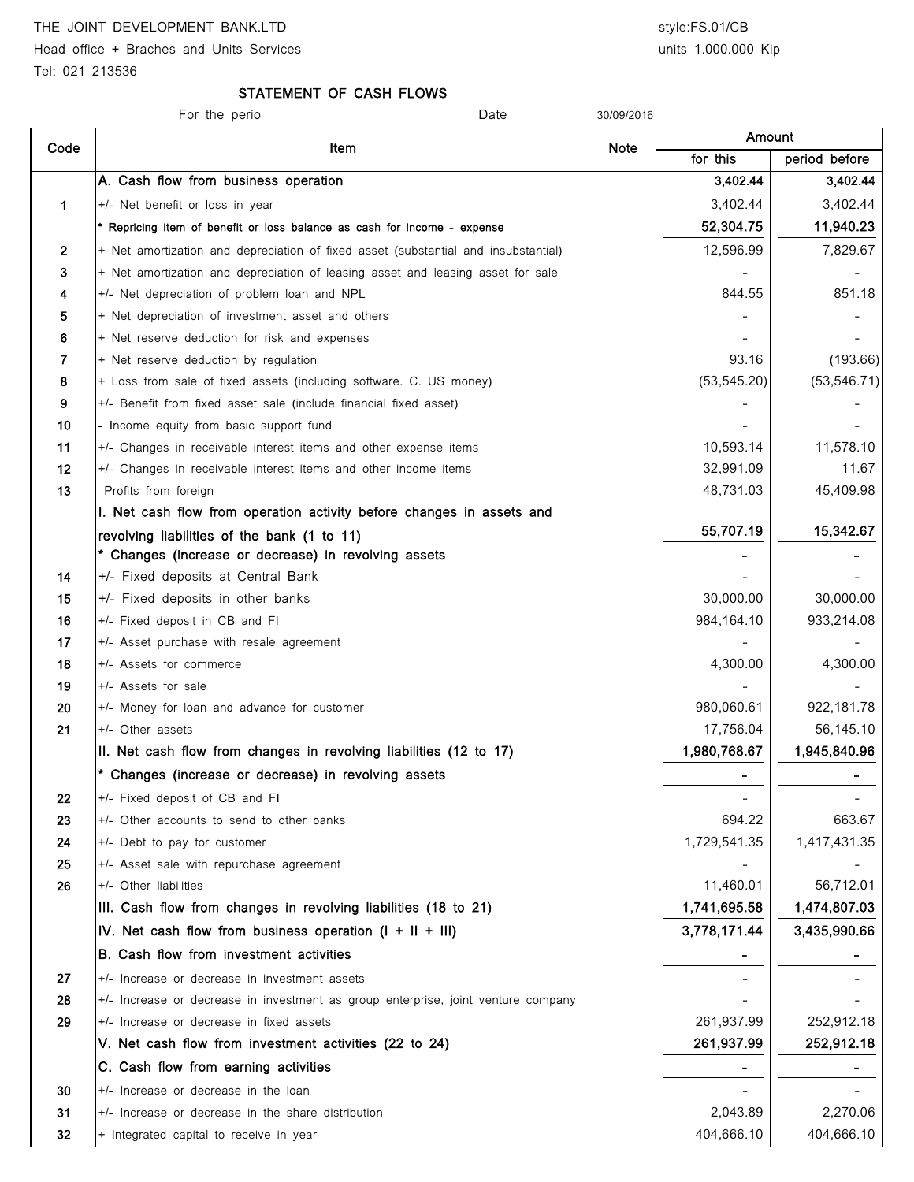THE JOINT DEVELOPMENT BANK.LTD

Head office + Braches and Units Services

Tel: 021 213536

style:FS.01/CB

units 1.000.000 Kip

## STATEMENT OF CASH FLOWS

For the perio Date 30/09/2016

| Code | Item | Note | Amount | |
|---|---|---|---|---|
| | | | for this | period before |
| | A. Cash flow from business operation | | 3,402.44 | 3,402.44 |
| 1 | +/- Net benefit or loss in year | | 3,402.44 | 3,402.44 |
| | * Repricing item of benefit or loss balance as cash for income - expense | | 52,304.75 | 11,940.23 |
| 2 | + Net amortization and depreciation of fixed asset (substantial and insubstantial) | | 12,596.99 | 7,829.67 |
| 3 | + Net amortization and depreciation of leasing asset and leasing asset for sale | | - | - |
| 4 | +/- Net depreciation of problem loan and NPL | | 844.55 | 851.18 |
| 5 | + Net depreciation of investment asset and others | | - | - |
| 6 | + Net reserve deduction for risk and expenses | | - | - |
| 7 | + Net reserve deduction by regulation | | 93.16 | (193.66) |
| 8 | + Loss from sale of fixed assets (including software. C. US money) | | (53,545.20) | (53,546.71) |
| 9 | +/- Benefit from fixed asset sale (include financial fixed asset) | | - | - |
| 10 | - Income equity from basic support fund | | - | - |
| 11 | +/- Changes in receivable interest items and other expense items | | 10,593.14 | 11,578.10 |
| 12 | +/- Changes in receivable interest items and other income items | | 32,991.09 | 11.67 |
| 13 | Profits from foreign | | 48,731.03 | 45,409.98 |
| | I. Net cash flow from operation activity before changes in assets and revolving liabilities of the bank (1 to 11) | | 55,707.19 | 15,342.67 |
| | * Changes (increase or decrease) in revolving assets | | - | - |
| 14 | +/- Fixed deposits at Central Bank | | - | - |
| 15 | +/- Fixed deposits in other banks | | 30,000.00 | 30,000.00 |
| 16 | +/- Fixed deposit in CB and FI | | 984,164.10 | 933,214.08 |
| 17 | +/- Asset purchase with resale agreement | | - | - |
| 18 | +/- Assets for commerce | | 4,300.00 | 4,300.00 |
| 19 | +/- Assets for sale | | - | - |
| 20 | +/- Money for loan and advance for customer | | 980,060.61 | 922,181.78 |
| 21 | +/- Other assets | | 17,756.04 | 56,145.10 |
| | II. Net cash flow from changes in revolving liabilities (12 to 17) | | 1,980,768.67 | 1,945,840.96 |
| | * Changes (increase or decrease) in revolving assets | | - | - |
| 22 | +/- Fixed deposit of CB and FI | | - | - |
| 23 | +/- Other accounts to send to other banks | | 694.22 | 663.67 |
| 24 | +/- Debt to pay for customer | | 1,729,541.35 | 1,417,431.35 |
| 25 | +/- Asset sale with repurchase agreement | | - | - |
| 26 | +/- Other liabilities | | 11,460.01 | 56,712.01 |
| | III. Cash flow from changes in revolving liabilities (18 to 21) | | 1,741,695.58 | 1,474,807.03 |
| | IV. Net cash flow from business operation (I + II + III) | | 3,778,171.44 | 3,435,990.66 |
| | B. Cash flow from investment activities | | - | - |
| 27 | +/- Increase or decrease in investment assets | | - | - |
| 28 | +/- Increase or decrease in investment as group enterprise, joint venture company | | - | - |
| 29 | +/- Increase or decrease in fixed assets | | 261,937.99 | 252,912.18 |
| | V. Net cash flow from investment activities (22 to 24) | | 261,937.99 | 252,912.18 |
| | C. Cash flow from earning activities | | - | - |
| 30 | +/- Increase or decrease in the loan | | - | - |
| 31 | +/- Increase or decrease in the share distribution | | 2,043.89 | 2,270.06 |
| 32 | + Integrated capital to receive in year | | 404,666.10 | 404,666.10 |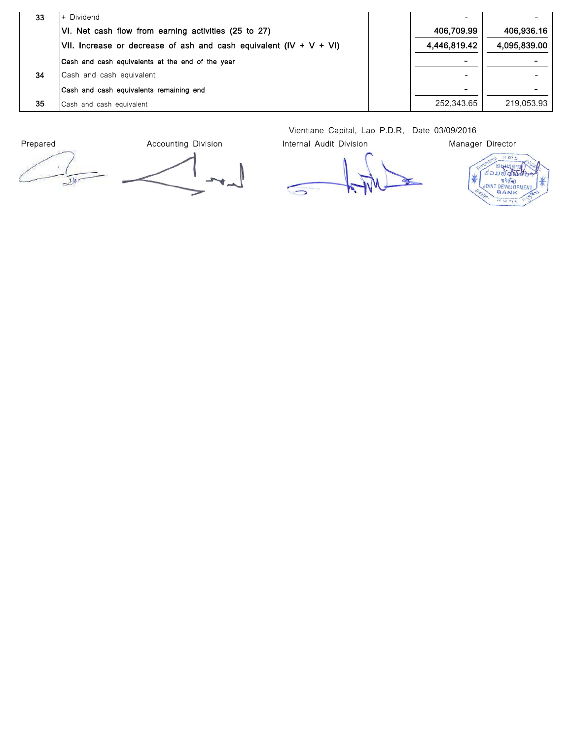| | | | | |
|---|---|---|---|---|
| 33 | + Dividend | | - | - |
| | **VI. Net cash flow from earning activities (25 to 27)** | | **406,709.99** | **406,936.16** |
| | **VII. Increase or decrease of ash and cash equivalent (IV + V + VI)** | | **4,446,819.42** | **4,095,839.00** |
| | **Cash and cash equivalents at the end of the year** | | **-** | **-** |
| 34 | Cash and cash equivalent | | - | - |
| | **Cash and cash equivalents remaining end** | | **-** | **-** |
| 35 | Cash and cash equivalent | | 252,343.65 | 219,053.93 |

Vientiane Capital, Lao P.D.R, Date 03/09/2016

| Prepared | Accounting Division | Internal Audit Division | Manager Director |
|---|---|---|---|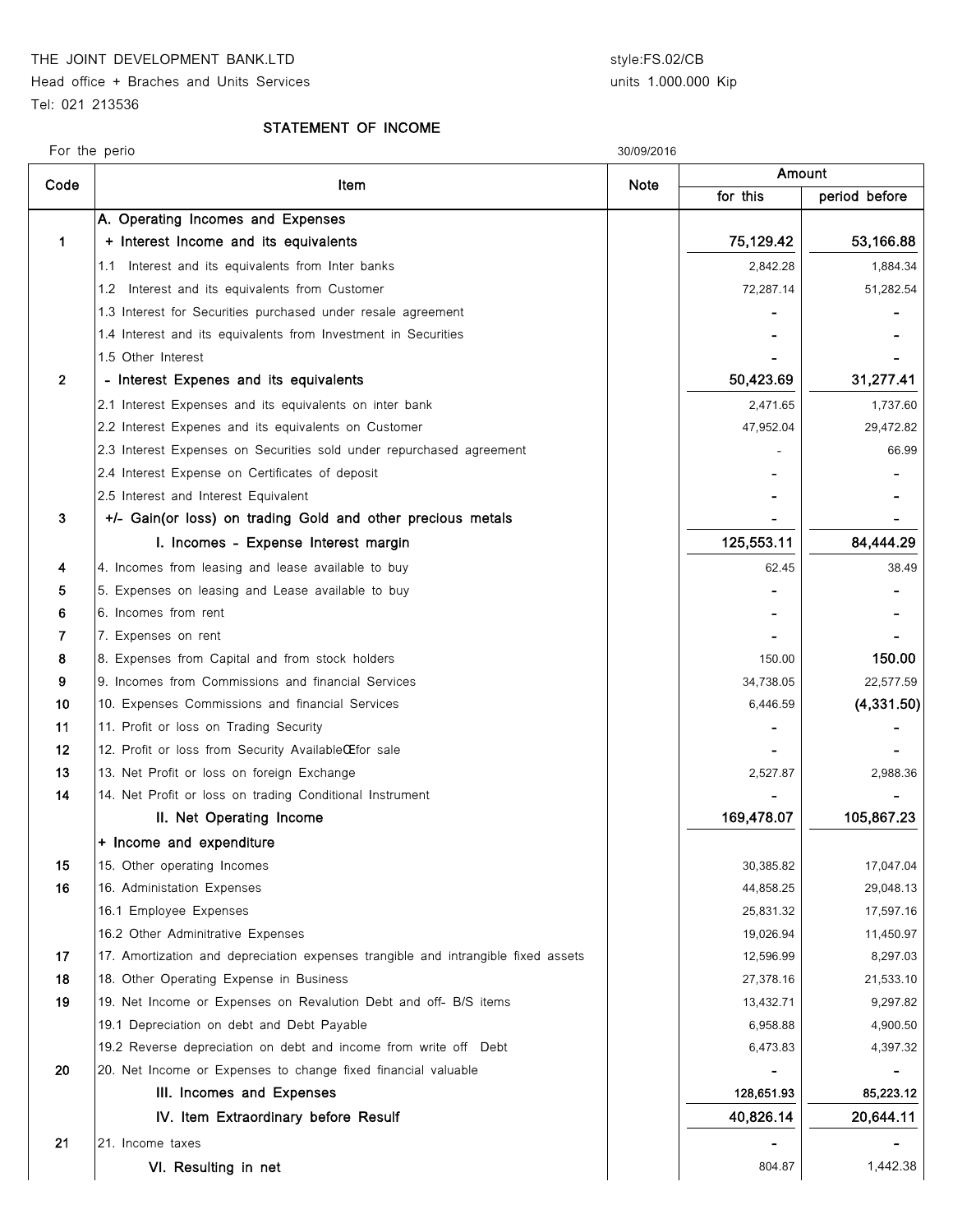THE JOINT DEVELOPMENT BANK.LTD

Head office + Braches and Units Services

Tel: 021 213536

style:FS.02/CB

units 1.000.000 Kip

## STATEMENT OF INCOME

For the perio 30/09/2016

| Code | Item | Note | Amount | |
|---|---|---|---|---|
| | | | for this | period before |
| | A. Operating Incomes and Expenses | | | |
| 1 | **+ Interest Income and its equivalents** | | **75,129.42** | **53,166.88** |
| | 1.1 Interest and its equivalents from Inter banks | | 2,842.28 | 1,884.34 |
| | 1.2 Interest and its equivalents from Customer | | 72,287.14 | 51,282.54 |
| | 1.3 Interest for Securities purchased under resale agreement | | - | - |
| | 1.4 Interest and its equivalents from Investment in Securities | | - | - |
| | 1.5 Other Interest | | - | - |
| 2 | **- Interest Expenes and its equivalents** | | **50,423.69** | **31,277.41** |
| | 2.1 Interest Expenses and its equivalents on inter bank | | 2,471.65 | 1,737.60 |
| | 2.2 Interest Expenes and its equivalents on Customer | | 47,952.04 | 29,472.82 |
| | 2.3 Interest Expenses on Securities sold under repurchased agreement | | - | 66.99 |
| | 2.4 Interest Expense on Certificates of deposit | | - | - |
| | 2.5 Interest and Interest Equivalent | | - | - |
| 3 | **+/- Gain(or loss) on trading Gold and other precious metals** | | - | - |
| | **I. Incomes - Expense Interest margin** | | **125,553.11** | **84,444.29** |
| 4 | 4. Incomes from leasing and lease available to buy | | 62.45 | 38.49 |
| 5 | 5. Expenses on leasing and Lease available to buy | | - | - |
| 6 | 6. Incomes from rent | | - | - |
| 7 | 7. Expenses on rent | | - | - |
| 8 | 8. Expenses from Capital and from stock holders | | 150.00 | **150.00** |
| 9 | 9. Incomes from Commissions and financial Services | | 34,738.05 | 22,577.59 |
| 10 | 10. Expenses Commissions and financial Services | | 6,446.59 | **(4,331.50)** |
| 11 | 11. Profit or loss on Trading Security | | - | - |
| 12 | 12. Profit or loss from Security AvailableŒfor sale | | - | - |
| 13 | 13. Net Profit or loss on foreign Exchange | | 2,527.87 | 2,988.36 |
| 14 | 14. Net Profit or loss on trading Conditional Instrument | | - | - |
| | **II. Net Operating Income** | | **169,478.07** | **105,867.23** |
| | **+ Income and expenditure** | | | |
| 15 | 15. Other operating Incomes | | 30,385.82 | 17,047.04 |
| 16 | 16. Administation Expenses | | 44,858.25 | 29,048.13 |
| | 16.1 Employee Expenses | | 25,831.32 | 17,597.16 |
| | 16.2 Other Adminitrative Expenses | | 19,026.94 | 11,450.97 |
| 17 | 17. Amortization and depreciation expenses trangible and intrangible fixed assets | | 12,596.99 | 8,297.03 |
| 18 | 18. Other Operating Expense in Business | | 27,378.16 | 21,533.10 |
| 19 | 19. Net Income or Expenses on Revalution Debt and off- B/S items | | 13,432.71 | 9,297.82 |
| | 19.1 Depreciation on debt and Debt Payable | | 6,958.88 | 4,900.50 |
| | 19.2 Reverse depreciation on debt and income from write off Debt | | 6,473.83 | 4,397.32 |
| 20 | 20. Net Income or Expenses to change fixed financial valuable | | - | - |
| | **III. Incomes and Expenses** | | **128,651.93** | **85,223.12** |
| | **IV. Item Extraordinary before Resulf** | | **40,826.14** | **20,644.11** |
| 21 | 21. Income taxes | | - | - |
| | **VI. Resulting in net** | | 804.87 | 1,442.38 |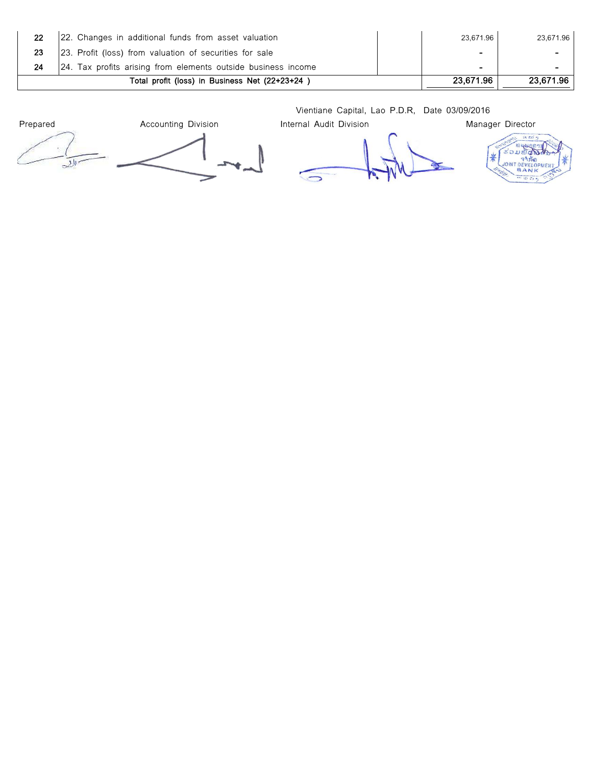| | | | | |
|---|---|---|---|---|
| 22 | 22. Changes in additional funds from asset valuation | | 23,671.96 | 23,671.96 |
| 23 | 23. Profit (loss) from valuation of securities for sale | | - | - |
| 24 | 24. Tax profits arising from elements outside business income | | - | - |
| | Total profit (loss) in Business Net (22+23+24 ) | | **23,671.96** | **23,671.96** |

Vientiane Capital, Lao P.D.R, Date 03/09/2016

| Prepared | Accounting Division | Internal Audit Division | Manager Director |
|---|---|---|---|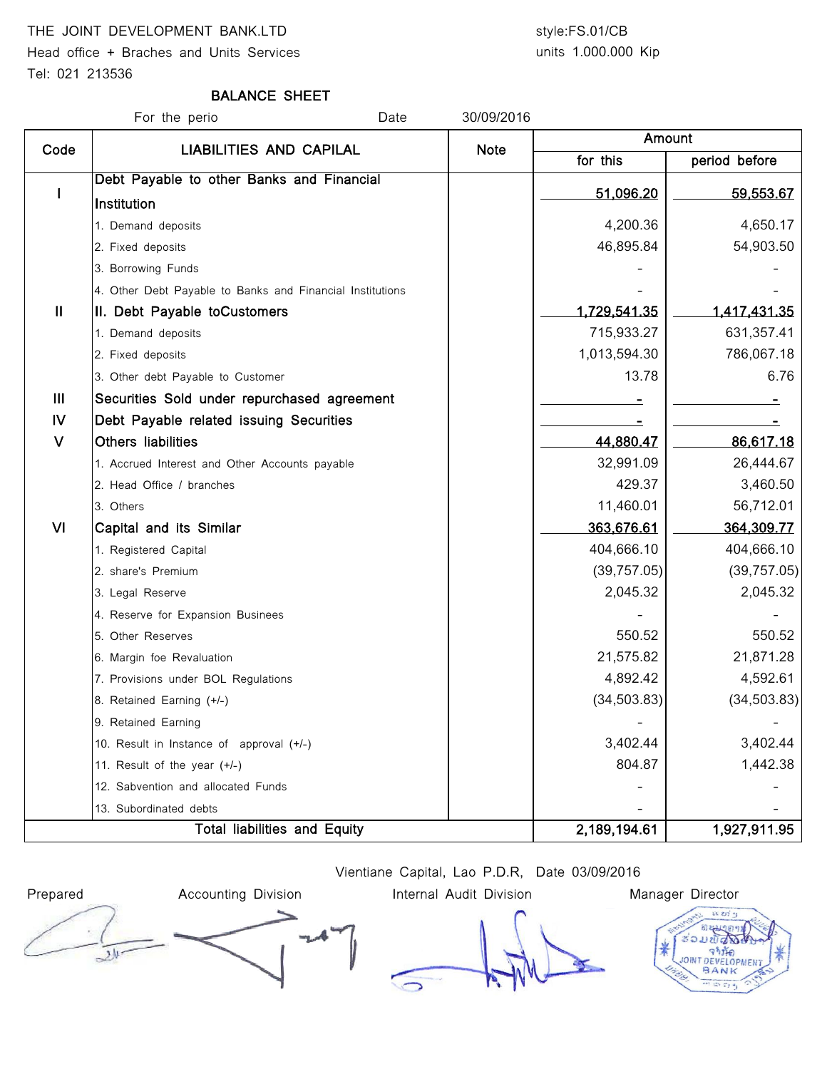THE JOINT DEVELOPMENT BANK.LTD

Head office + Braches and Units Services

Tel: 021 213536

style:FS.01/CB

units 1.000.000 Kip

## BALANCE SHEET

For the perio Date 30/09/2016

| Code | LIABILITIES AND CAPILAL | Note | Amount | |
|---|---|---|---|---|
| | | | for this | period before |
| I | Debt Payable to other Banks and Financial Institution | | 51,096.20 | 59,553.67 |
| | 1. Demand deposits | | 4,200.36 | 4,650.17 |
| | 2. Fixed deposits | | 46,895.84 | 54,903.50 |
| | 3. Borrowing Funds | | - | - |
| | 4. Other Debt Payable to Banks and Financial Institutions | | - | - |
| II | II. Debt Payable toCustomers | | 1,729,541.35 | 1,417,431.35 |
| | 1. Demand deposits | | 715,933.27 | 631,357.41 |
| | 2. Fixed deposits | | 1,013,594.30 | 786,067.18 |
| | 3. Other debt Payable to Customer | | 13.78 | 6.76 |
| III | Securities Sold under repurchased agreement | | - | - |
| IV | Debt Payable related issuing Securities | | - | - |
| V | Others liabilities | | 44,880.47 | 86,617.18 |
| | 1. Accrued Interest and Other Accounts payable | | 32,991.09 | 26,444.67 |
| | 2. Head Office / branches | | 429.37 | 3,460.50 |
| | 3. Others | | 11,460.01 | 56,712.01 |
| VI | Capital and its Similar | | 363,676.61 | 364,309.77 |
| | 1. Registered Capital | | 404,666.10 | 404,666.10 |
| | 2. share's Premium | | (39,757.05) | (39,757.05) |
| | 3. Legal Reserve | | 2,045.32 | 2,045.32 |
| | 4. Reserve for Expansion Businees | | - | - |
| | 5. Other Reserves | | 550.52 | 550.52 |
| | 6. Margin foe Revaluation | | 21,575.82 | 21,871.28 |
| | 7. Provisions under BOL Regulations | | 4,892.42 | 4,592.61 |
| | 8. Retained Earning (+/-) | | (34,503.83) | (34,503.83) |
| | 9. Retained Earning | | - | - |
| | 10. Result in Instance of approval (+/-) | | 3,402.44 | 3,402.44 |
| | 11. Result of the year (+/-) | | 804.87 | 1,442.38 |
| | 12. Sabvention and allocated Funds | | - | - |
| | 13. Subordinated debts | | - | - |
| | Total liabilities and Equity | | 2,189,194.61 | 1,927,911.95 |

Vientiane Capital, Lao P.D.R, Date 03/09/2016

| Prepared | Accounting Division | Internal Audit Division | Manager Director |
|---|---|---|---|

JOINT DEVELOPMENT BANK